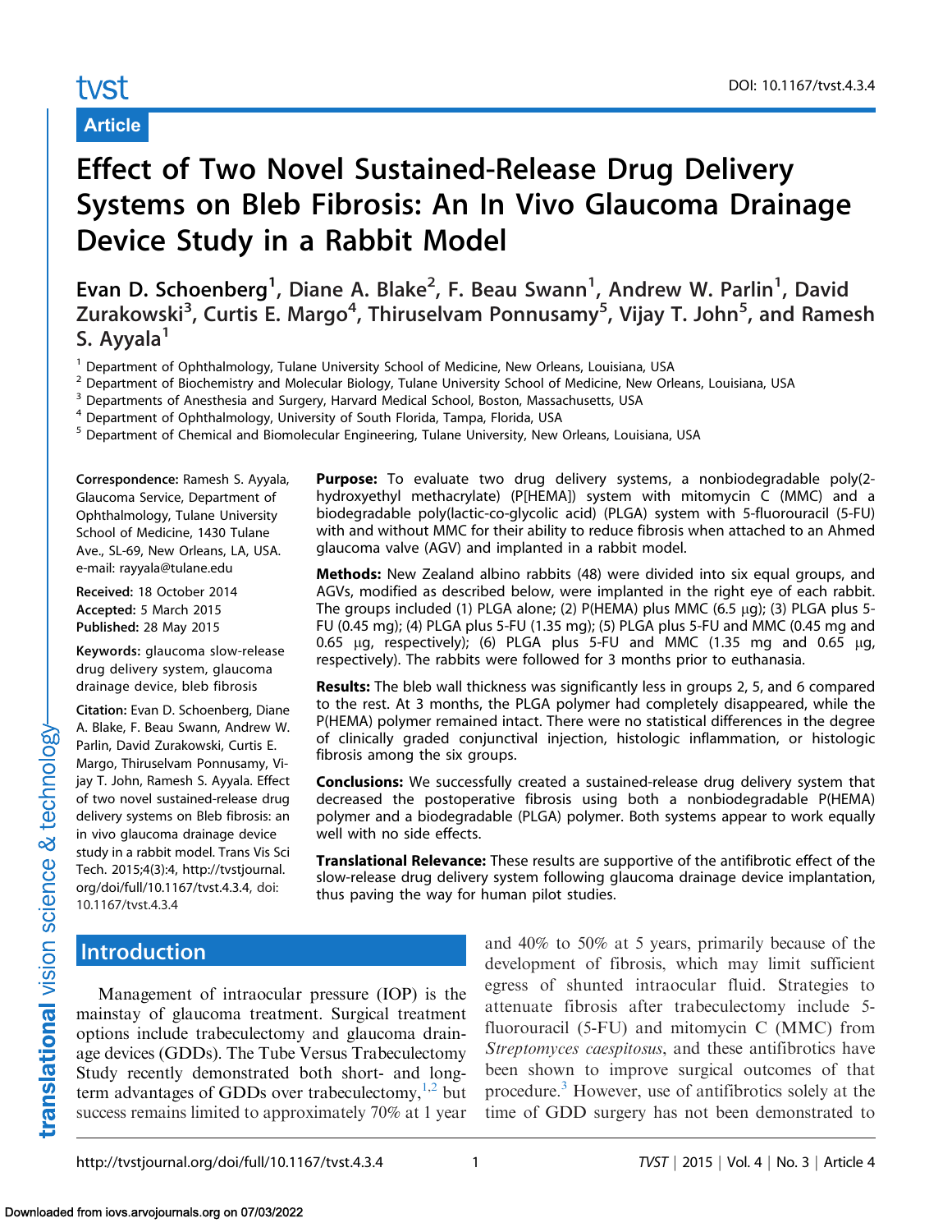tvst

DOI: 10.1167/tvst.4.3.4

**Article**

# Effect of Two Novel Sustained-Release Drug Delivery Systems on Bleb Fibrosis: An In Vivo Glaucoma Drainage Device Study in a Rabbit Model

**Evan D. Schoenberg[1], Diane A. Blake[2], F. Beau Swann[1], Andrew W. Parlin[1], David Zurakowski[3], Curtis E. Margo[4], Thiruselvam Ponnusamy[5], Vijay T. John[5], and Ramesh S. Ayyala[1]**

[1] Department of Ophthalmology, Tulane University School of Medicine, New Orleans, Louisiana, USA
[2] Department of Biochemistry and Molecular Biology, Tulane University School of Medicine, New Orleans, Louisiana, USA
[3] Departments of Anesthesia and Surgery, Harvard Medical School, Boston, Massachusetts, USA
[4] Department of Ophthalmology, University of South Florida, Tampa, Florida, USA
[5] Department of Chemical and Biomolecular Engineering, Tulane University, New Orleans, Louisiana, USA

**Correspondence:** Ramesh S. Ayyala, Glaucoma Service, Department of Ophthalmology, Tulane University School of Medicine, 1430 Tulane Ave., SL-69, New Orleans, LA, USA. e-mail: rayyala@tulane.edu

**Received:** 18 October 2014
**Accepted:** 5 March 2015
**Published:** 28 May 2015

**Keywords:** glaucoma slow-release drug delivery system, glaucoma drainage device, bleb fibrosis

**Citation:** Evan D. Schoenberg, Diane A. Blake, F. Beau Swann, Andrew W. Parlin, David Zurakowski, Curtis E. Margo, Thiruselvam Ponnusamy, Vijay T. John, Ramesh S. Ayyala. Effect of two novel sustained-release drug delivery systems on Bleb fibrosis: an in vivo glaucoma drainage device study in a rabbit model. Trans Vis Sci Tech. 2015;4(3):4, http://tvstjournal.org/doi/full/10.1167/tvst.4.3.4, doi: 10.1167/tvst.4.3.4

**Purpose:** To evaluate two drug delivery systems, a nonbiodegradable poly(2-hydroxyethyl methacrylate) (P[HEMA]) system with mitomycin C (MMC) and a biodegradable poly(lactic-co-glycolic acid) (PLGA) system with 5-fluorouracil (5-FU) with and without MMC for their ability to reduce fibrosis when attached to an Ahmed glaucoma valve (AGV) and implanted in a rabbit model.

**Methods:** New Zealand albino rabbits (48) were divided into six equal groups, and AGVs, modified as described below, were implanted in the right eye of each rabbit. The groups included (1) PLGA alone; (2) P(HEMA) plus MMC (6.5 μg); (3) PLGA plus 5-FU (0.45 mg); (4) PLGA plus 5-FU (1.35 mg); (5) PLGA plus 5-FU and MMC (0.45 mg and 0.65 μg, respectively); (6) PLGA plus 5-FU and MMC (1.35 mg and 0.65 μg, respectively). The rabbits were followed for 3 months prior to euthanasia.

**Results:** The bleb wall thickness was significantly less in groups 2, 5, and 6 compared to the rest. At 3 months, the PLGA polymer had completely disappeared, while the P(HEMA) polymer remained intact. There were no statistical differences in the degree of clinically graded conjunctival injection, histologic inflammation, or histologic fibrosis among the six groups.

**Conclusions:** We successfully created a sustained-release drug delivery system that decreased the postoperative fibrosis using both a nonbiodegradable P(HEMA) polymer and a biodegradable (PLGA) polymer. Both systems appear to work equally well with no side effects.

**Translational Relevance:** These results are supportive of the antifibrotic effect of the slow-release drug delivery system following glaucoma drainage device implantation, thus paving the way for human pilot studies.

## Introduction

Management of intraocular pressure (IOP) is the mainstay of glaucoma treatment. Surgical treatment options include trabeculectomy and glaucoma drainage devices (GDDs). The Tube Versus Trabeculectomy Study recently demonstrated both short- and long-term advantages of GDDs over trabeculectomy,[1,2] but success remains limited to approximately 70% at 1 year and 40% to 50% at 5 years, primarily because of the development of fibrosis, which may limit sufficient egress of shunted intraocular fluid. Strategies to attenuate fibrosis after trabeculectomy include 5-fluorouracil (5-FU) and mitomycin C (MMC) from *Streptomyces caespitosus*, and these antifibrotics have been shown to improve surgical outcomes of that procedure.[3] However, use of antifibrotics solely at the time of GDD surgery has not been demonstrated to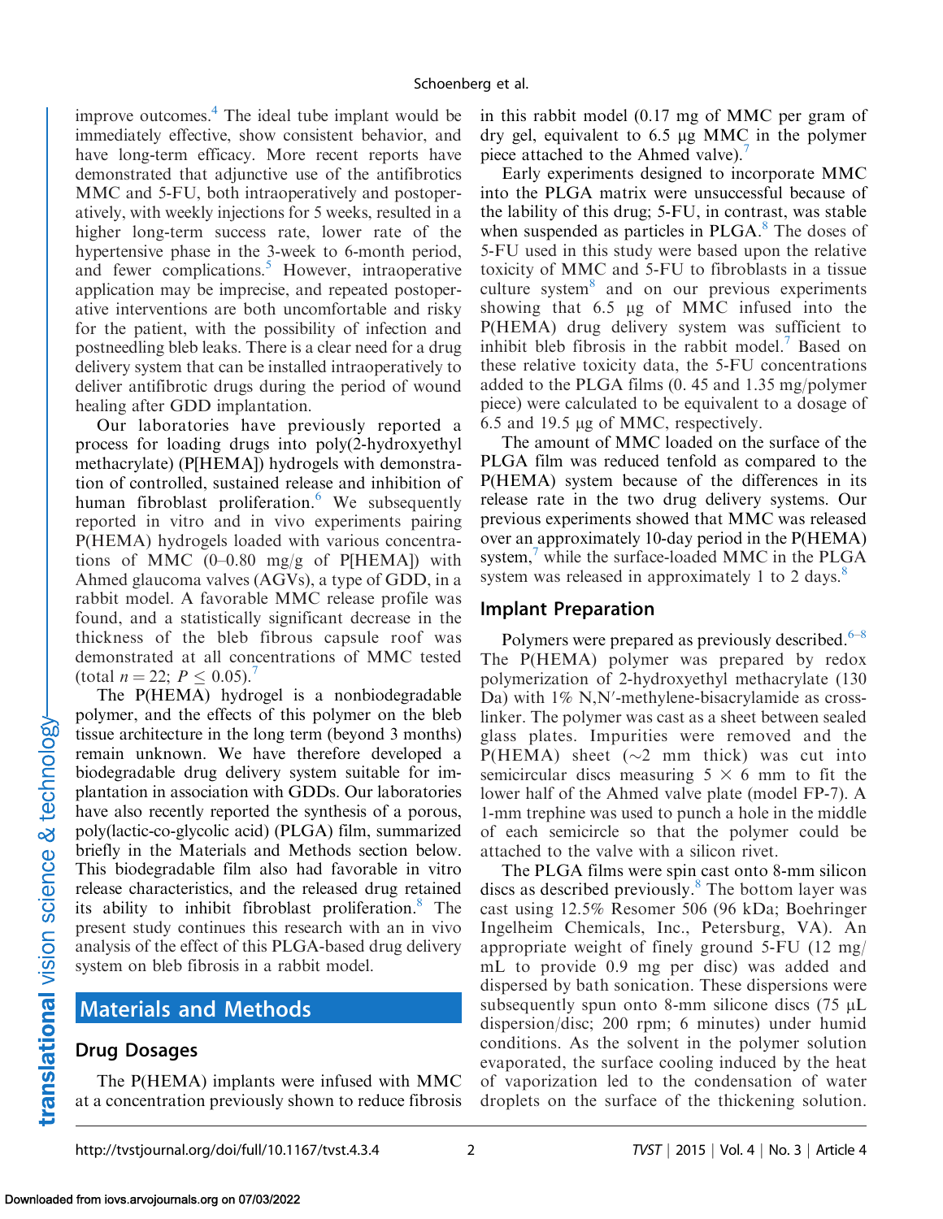improve outcomes.[4] The ideal tube implant would be immediately effective, show consistent behavior, and have long-term efficacy. More recent reports have demonstrated that adjunctive use of the antifibrotics MMC and 5-FU, both intraoperatively and postoperatively, with weekly injections for 5 weeks, resulted in a higher long-term success rate, lower rate of the hypertensive phase in the 3-week to 6-month period, and fewer complications.[5] However, intraoperative application may be imprecise, and repeated postoperative interventions are both uncomfortable and risky for the patient, with the possibility of infection and postneedling bleb leaks. There is a clear need for a drug delivery system that can be installed intraoperatively to deliver antifibrotic drugs during the period of wound healing after GDD implantation.

Our laboratories have previously reported a process for loading drugs into poly(2-hydroxyethyl methacrylate) (P[HEMA]) hydrogels with demonstration of controlled, sustained release and inhibition of human fibroblast proliferation.[6] We subsequently reported in vitro and in vivo experiments pairing P(HEMA) hydrogels loaded with various concentrations of MMC (0–0.80 mg/g of P[HEMA]) with Ahmed glaucoma valves (AGVs), a type of GDD, in a rabbit model. A favorable MMC release profile was found, and a statistically significant decrease in the thickness of the bleb fibrous capsule roof was demonstrated at all concentrations of MMC tested (total $n = 22$; $P \leq 0.05$).[7]

The P(HEMA) hydrogel is a nonbiodegradable polymer, and the effects of this polymer on the bleb tissue architecture in the long term (beyond 3 months) remain unknown. We have therefore developed a biodegradable drug delivery system suitable for implantation in association with GDDs. Our laboratories have also recently reported the synthesis of a porous, poly(lactic-co-glycolic acid) (PLGA) film, summarized briefly in the Materials and Methods section below. This biodegradable film also had favorable in vitro release characteristics, and the released drug retained its ability to inhibit fibroblast proliferation.[8] The present study continues this research with an in vivo analysis of the effect of this PLGA-based drug delivery system on bleb fibrosis in a rabbit model.

# Materials and Methods

## Drug Dosages

The P(HEMA) implants were infused with MMC at a concentration previously shown to reduce fibrosis in this rabbit model (0.17 mg of MMC per gram of dry gel, equivalent to 6.5 µg MMC in the polymer piece attached to the Ahmed valve).[7]

Early experiments designed to incorporate MMC into the PLGA matrix were unsuccessful because of the lability of this drug; 5-FU, in contrast, was stable when suspended as particles in PLGA.[8] The doses of 5-FU used in this study were based upon the relative toxicity of MMC and 5-FU to fibroblasts in a tissue culture system[8] and on our previous experiments showing that 6.5 µg of MMC infused into the P(HEMA) drug delivery system was sufficient to inhibit bleb fibrosis in the rabbit model.[7] Based on these relative toxicity data, the 5-FU concentrations added to the PLGA films (0. 45 and 1.35 mg/polymer piece) were calculated to be equivalent to a dosage of 6.5 and 19.5 µg of MMC, respectively.

The amount of MMC loaded on the surface of the PLGA film was reduced tenfold as compared to the P(HEMA) system because of the differences in its release rate in the two drug delivery systems. Our previous experiments showed that MMC was released over an approximately 10-day period in the P(HEMA) system,[7] while the surface-loaded MMC in the PLGA system was released in approximately 1 to 2 days.[8]

## Implant Preparation

Polymers were prepared as previously described.[6–8] The P(HEMA) polymer was prepared by redox polymerization of 2-hydroxyethyl methacrylate (130 Da) with 1% N,N′-methylene-bisacrylamide as crosslinker. The polymer was cast as a sheet between sealed glass plates. Impurities were removed and the P(HEMA) sheet (~2 mm thick) was cut into semicircular discs measuring 5 × 6 mm to fit the lower half of the Ahmed valve plate (model FP-7). A 1-mm trephine was used to punch a hole in the middle of each semicircle so that the polymer could be attached to the valve with a silicon rivet.

The PLGA films were spin cast onto 8-mm silicon discs as described previously.[8] The bottom layer was cast using 12.5% Resomer 506 (96 kDa; Boehringer Ingelheim Chemicals, Inc., Petersburg, VA). An appropriate weight of finely ground 5-FU (12 mg/mL to provide 0.9 mg per disc) was added and dispersed by bath sonication. These dispersions were subsequently spun onto 8-mm silicone discs (75 µL dispersion/disc; 200 rpm; 6 minutes) under humid conditions. As the solvent in the polymer solution evaporated, the surface cooling induced by the heat of vaporization led to the condensation of water droplets on the surface of the thickening solution.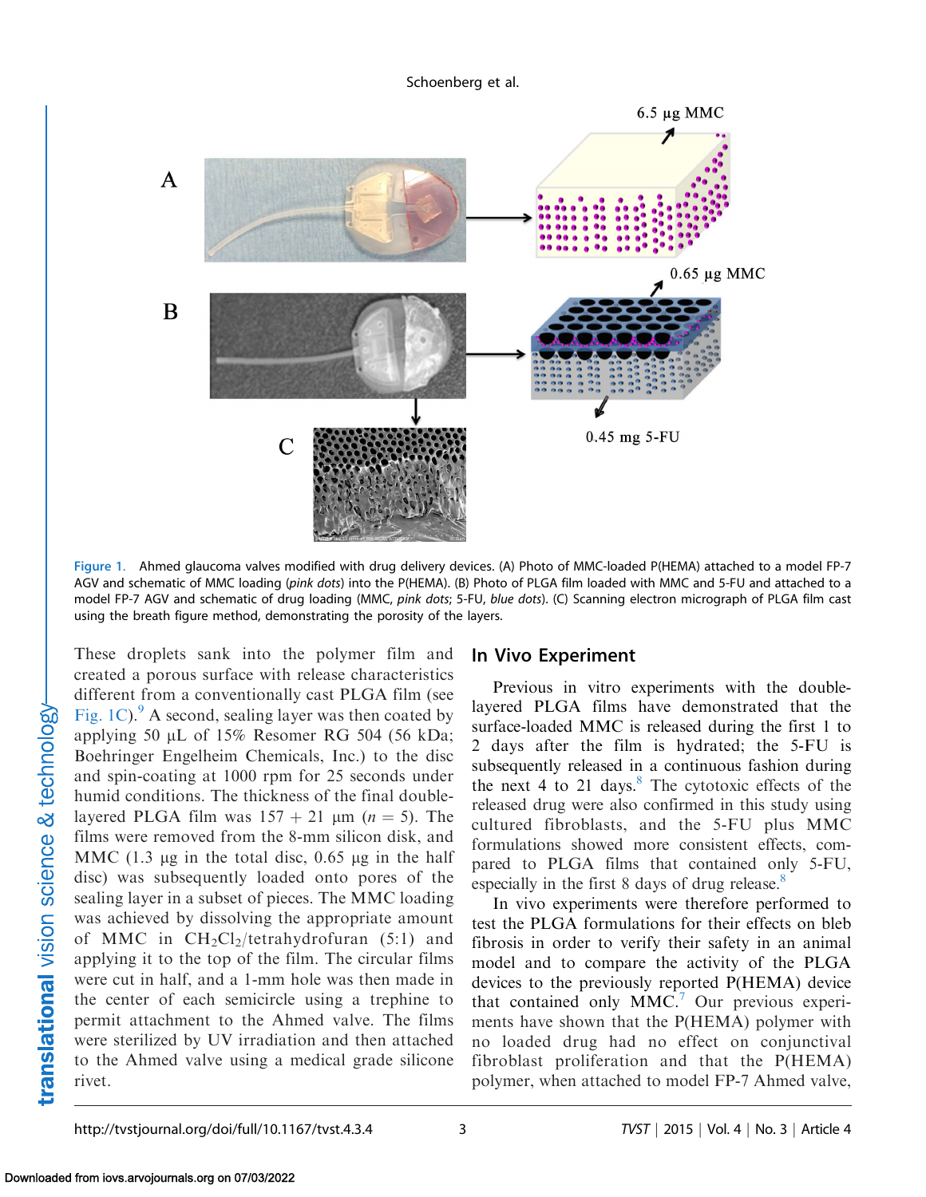Figure 1. Ahmed glaucoma valves modified with drug delivery devices. (A) Photo of MMC-loaded P(HEMA) attached to a model FP-7 AGV and schematic of MMC loading (*pink dots*) into the P(HEMA). (B) Photo of PLGA film loaded with MMC and 5-FU and attached to a model FP-7 AGV and schematic of drug loading (MMC, *pink dots*; 5-FU, *blue dots*). (C) Scanning electron micrograph of PLGA film cast using the breath figure method, demonstrating the porosity of the layers.

These droplets sank into the polymer film and created a porous surface with release characteristics different from a conventionally cast PLGA film (see Fig. 1C).[9] A second, sealing layer was then coated by applying 50 µL of 15% Resomer RG 504 (56 kDa; Boehringer Engelheim Chemicals, Inc.) to the disc and spin-coating at 1000 rpm for 25 seconds under humid conditions. The thickness of the final double-layered PLGA film was 157 + 21 µm ($n = 5$). The films were removed from the 8-mm silicon disk, and MMC (1.3 µg in the total disc, 0.65 µg in the half disc) was subsequently loaded onto pores of the sealing layer in a subset of pieces. The MMC loading was achieved by dissolving the appropriate amount of MMC in $CH_2Cl_2$/tetrahydrofuran (5:1) and applying it to the top of the film. The circular films were cut in half, and a 1-mm hole was then made in the center of each semicircle using a trephine to permit attachment to the Ahmed valve. The films were sterilized by UV irradiation and then attached to the Ahmed valve using a medical grade silicone rivet.

## In Vivo Experiment

Previous in vitro experiments with the double-layered PLGA films have demonstrated that the surface-loaded MMC is released during the first 1 to 2 days after the film is hydrated; the 5-FU is subsequently released in a continuous fashion during the next 4 to 21 days.[8] The cytotoxic effects of the released drug were also confirmed in this study using cultured fibroblasts, and the 5-FU plus MMC formulations showed more consistent effects, compared to PLGA films that contained only 5-FU, especially in the first 8 days of drug release.[8]

In vivo experiments were therefore performed to test the PLGA formulations for their effects on bleb fibrosis in order to verify their safety in an animal model and to compare the activity of the PLGA devices to the previously reported P(HEMA) device that contained only MMC.[7] Our previous experiments have shown that the P(HEMA) polymer with no loaded drug had no effect on conjunctival fibroblast proliferation and that the P(HEMA) polymer, when attached to model FP-7 Ahmed valve,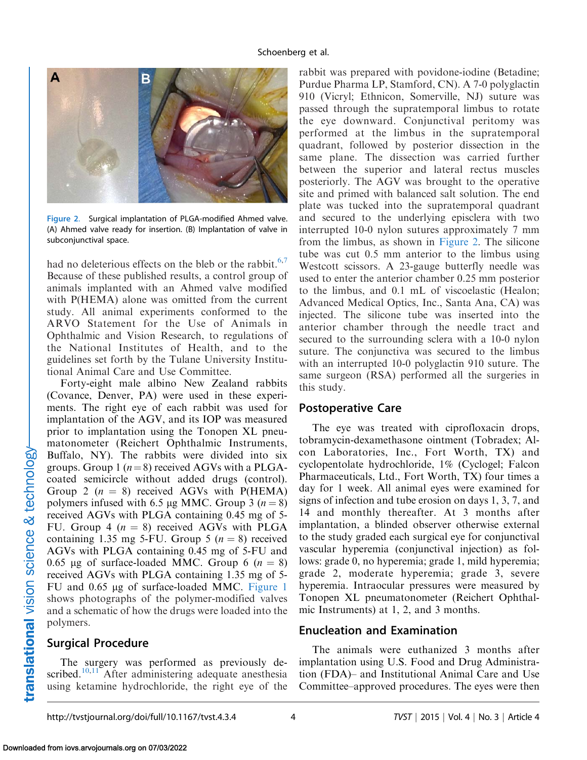Figure 2. Surgical implantation of PLGA-modified Ahmed valve. (A) Ahmed valve ready for insertion. (B) Implantation of valve in subconjunctival space.

had no deleterious effects on the bleb or the rabbit.[6,7] Because of these published results, a control group of animals implanted with an Ahmed valve modified with P(HEMA) alone was omitted from the current study. All animal experiments conformed to the ARVO Statement for the Use of Animals in Ophthalmic and Vision Research, to regulations of the National Institutes of Health, and to the guidelines set forth by the Tulane University Institutional Animal Care and Use Committee.

Forty-eight male albino New Zealand rabbits (Covance, Denver, PA) were used in these experiments. The right eye of each rabbit was used for implantation of the AGV, and its IOP was measured prior to implantation using the Tonopen XL pneumatonometer (Reichert Ophthalmic Instruments, Buffalo, NY). The rabbits were divided into six groups. Group 1 ($n = 8$) received AGVs with a PLGA-coated semicircle without added drugs (control). Group 2 ($n = 8$) received AGVs with P(HEMA) polymers infused with 6.5 µg MMC. Group 3 ($n = 8$) received AGVs with PLGA containing 0.45 mg of 5-FU. Group 4 ($n = 8$) received AGVs with PLGA containing 1.35 mg 5-FU. Group 5 ($n = 8$) received AGVs with PLGA containing 0.45 mg of 5-FU and 0.65 µg of surface-loaded MMC. Group 6 ($n = 8$) received AGVs with PLGA containing 1.35 mg of 5-FU and 0.65 µg of surface-loaded MMC. Figure 1 shows photographs of the polymer-modified valves and a schematic of how the drugs were loaded into the polymers.

## Surgical Procedure

The surgery was performed as previously described.[10,11] After administering adequate anesthesia using ketamine hydrochloride, the right eye of the rabbit was prepared with povidone-iodine (Betadine; Purdue Pharma LP, Stamford, CN). A 7-0 polyglactin 910 (Vicryl; Ethnicon, Somerville, NJ) suture was passed through the supratemporal limbus to rotate the eye downward. Conjunctival peritomy was performed at the limbus in the supratemporal quadrant, followed by posterior dissection in the same plane. The dissection was carried further between the superior and lateral rectus muscles posteriorly. The AGV was brought to the operative site and primed with balanced salt solution. The end plate was tucked into the supratemporal quadrant and secured to the underlying episclera with two interrupted 10-0 nylon sutures approximately 7 mm from the limbus, as shown in Figure 2. The silicone tube was cut 0.5 mm anterior to the limbus using Westcott scissors. A 23-gauge butterfly needle was used to enter the anterior chamber 0.25 mm posterior to the limbus, and 0.1 mL of viscoelastic (Healon; Advanced Medical Optics, Inc., Santa Ana, CA) was injected. The silicone tube was inserted into the anterior chamber through the needle tract and secured to the surrounding sclera with a 10-0 nylon suture. The conjunctiva was secured to the limbus with an interrupted 10-0 polyglactin 910 suture. The same surgeon (RSA) performed all the surgeries in this study.

## Postoperative Care

The eye was treated with ciprofloxacin drops, tobramycin-dexamethasone ointment (Tobradex; Alcon Laboratories, Inc., Fort Worth, TX) and cyclopentolate hydrochloride, 1% (Cyclogel; Falcon Pharmaceuticals, Ltd., Fort Worth, TX) four times a day for 1 week. All animal eyes were examined for signs of infection and tube erosion on days 1, 3, 7, and 14 and monthly thereafter. At 3 months after implantation, a blinded observer otherwise external to the study graded each surgical eye for conjunctival vascular hyperemia (conjunctival injection) as follows: grade 0, no hyperemia; grade 1, mild hyperemia; grade 2, moderate hyperemia; grade 3, severe hyperemia. Intraocular pressures were measured by Tonopen XL pneumatonometer (Reichert Ophthalmic Instruments) at 1, 2, and 3 months.

## Enucleation and Examination

The animals were euthanized 3 months after implantation using U.S. Food and Drug Administration (FDA)– and Institutional Animal Care and Use Committee–approved procedures. The eyes were then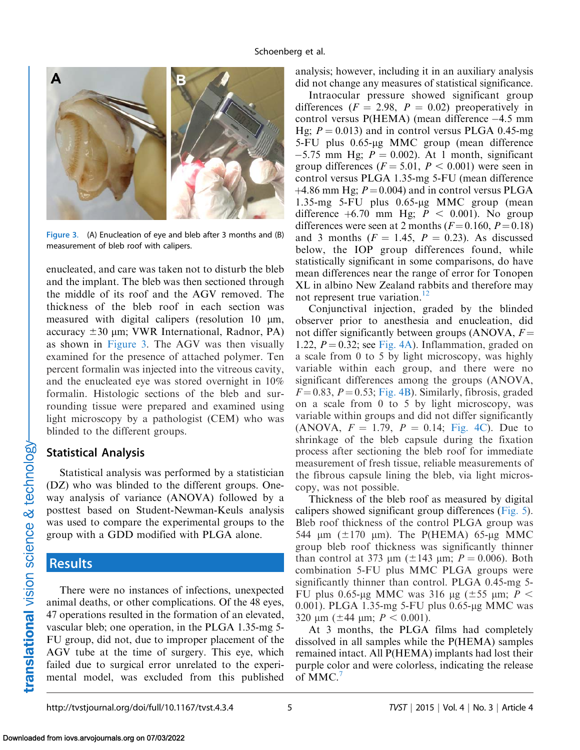Figure 3. (A) Enucleation of eye and bleb after 3 months and (B) measurement of bleb roof with calipers.

enucleated, and care was taken not to disturb the bleb and the implant. The bleb was then sectioned through the middle of its roof and the AGV removed. The thickness of the bleb roof in each section was measured with digital calipers (resolution 10 μm, accuracy ±30 μm; VWR International, Radnor, PA) as shown in Figure 3. The AGV was then visually examined for the presence of attached polymer. Ten percent formalin was injected into the vitreous cavity, and the enucleated eye was stored overnight in 10% formalin. Histologic sections of the bleb and surrounding tissue were prepared and examined using light microscopy by a pathologist (CEM) who was blinded to the different groups.

## Statistical Analysis

Statistical analysis was performed by a statistician (DZ) who was blinded to the different groups. One-way analysis of variance (ANOVA) followed by a posttest based on Student-Newman-Keuls analysis was used to compare the experimental groups to the group with a GDD modified with PLGA alone.

# Results

There were no instances of infections, unexpected animal deaths, or other complications. Of the 48 eyes, 47 operations resulted in the formation of an elevated, vascular bleb; one operation, in the PLGA 1.35-mg 5-FU group, did not, due to improper placement of the AGV tube at the time of surgery. This eye, which failed due to surgical error unrelated to the experimental model, was excluded from this published analysis; however, including it in an auxiliary analysis did not change any measures of statistical significance.

Intraocular pressure showed significant group differences ($F$ = 2.98, $P$ = 0.02) preoperatively in control versus P(HEMA) (mean difference −4.5 mm Hg; $P$ = 0.013) and in control versus PLGA 0.45-mg 5-FU plus 0.65-μg MMC group (mean difference −5.75 mm Hg; $P$ = 0.002). At 1 month, significant group differences ($F$ = 5.01, $P$ < 0.001) were seen in control versus PLGA 1.35-mg 5-FU (mean difference +4.86 mm Hg; $P$ = 0.004) and in control versus PLGA 1.35-mg 5-FU plus 0.65-μg MMC group (mean difference +6.70 mm Hg; $P$ < 0.001). No group differences were seen at 2 months ($F$ = 0.160, $P$ = 0.18) and 3 months ($F$ = 1.45, $P$ = 0.23). As discussed below, the IOP group differences found, while statistically significant in some comparisons, do have mean differences near the range of error for Tonopen XL in albino New Zealand rabbits and therefore may not represent true variation.[12]

Conjunctival injection, graded by the blinded observer prior to anesthesia and enucleation, did not differ significantly between groups (ANOVA, $F$ = 1.22, $P$ = 0.32; see Fig. 4A). Inflammation, graded on a scale from 0 to 5 by light microscopy, was highly variable within each group, and there were no significant differences among the groups (ANOVA, $F$ = 0.83, $P$ = 0.53; Fig. 4B). Similarly, fibrosis, graded on a scale from 0 to 5 by light microscopy, was variable within groups and did not differ significantly (ANOVA, $F$ = 1.79, $P$ = 0.14; Fig. 4C). Due to shrinkage of the bleb capsule during the fixation process after sectioning the bleb roof for immediate measurement of fresh tissue, reliable measurements of the fibrous capsule lining the bleb, via light microscopy, was not possible.

Thickness of the bleb roof as measured by digital calipers showed significant group differences (Fig. 5). Bleb roof thickness of the control PLGA group was 544 μm (±170 μm). The P(HEMA) 65-μg MMC group bleb roof thickness was significantly thinner than control at 373 μm (±143 μm; $P$ = 0.006). Both combination 5-FU plus MMC PLGA groups were significantly thinner than control. PLGA 0.45-mg 5-FU plus 0.65-μg MMC was 316 μg (±55 μm; $P$ < 0.001). PLGA 1.35-mg 5-FU plus 0.65-μg MMC was 320 μm (±44 μm; $P$ < 0.001).

At 3 months, the PLGA films had completely dissolved in all samples while the P(HEMA) samples remained intact. All P(HEMA) implants had lost their purple color and were colorless, indicating the release of MMC.[7]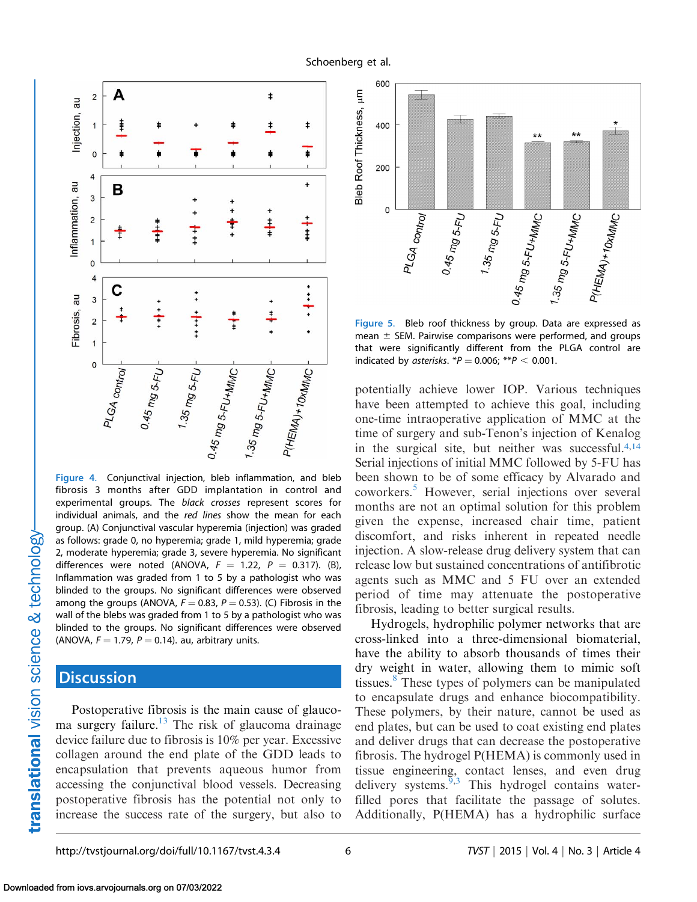Figure 4. Conjunctival injection, bleb inflammation, and bleb fibrosis 3 months after GDD implantation in control and experimental groups. The *black crosses* represent scores for individual animals, and the *red lines* show the mean for each group. (A) Conjunctival vascular hyperemia (injection) was graded as follows: grade 0, no hyperemia; grade 1, mild hyperemia; grade 2, moderate hyperemia; grade 3, severe hyperemia. No significant differences were noted (ANOVA, $F = 1.22$, $P = 0.317$). (B), Inflammation was graded from 1 to 5 by a pathologist who was blinded to the groups. No significant differences were observed among the groups (ANOVA, $F = 0.83$, $P = 0.53$). (C) Fibrosis in the wall of the blebs was graded from 1 to 5 by a pathologist who was blinded to the groups. No significant differences were observed (ANOVA, $F = 1.79$, $P = 0.14$). au, arbitrary units.

Figure 5. Bleb roof thickness by group. Data are expressed as mean ± SEM. Pairwise comparisons were performed, and groups that were significantly different from the PLGA control are indicated by *asterisks*. $^{*}P = 0.006$; $^{**}P < 0.001$.

## Discussion

Postoperative fibrosis is the main cause of glaucoma surgery failure.[13] The risk of glaucoma drainage device failure due to fibrosis is 10% per year. Excessive collagen around the end plate of the GDD leads to encapsulation that prevents aqueous humor from accessing the conjunctival blood vessels. Decreasing postoperative fibrosis has the potential not only to increase the success rate of the surgery, but also to potentially achieve lower IOP. Various techniques have been attempted to achieve this goal, including one-time intraoperative application of MMC at the time of surgery and sub-Tenon's injection of Kenalog in the surgical site, but neither was successful.[4,14] Serial injections of initial MMC followed by 5-FU has been shown to be of some efficacy by Alvarado and coworkers.[5] However, serial injections over several months are not an optimal solution for this problem given the expense, increased chair time, patient discomfort, and risks inherent in repeated needle injection. A slow-release drug delivery system that can release low but sustained concentrations of antifibrotic agents such as MMC and 5 FU over an extended period of time may attenuate the postoperative fibrosis, leading to better surgical results.

Hydrogels, hydrophilic polymer networks that are cross-linked into a three-dimensional biomaterial, have the ability to absorb thousands of times their dry weight in water, allowing them to mimic soft tissues.[8] These types of polymers can be manipulated to encapsulate drugs and enhance biocompatibility. These polymers, by their nature, cannot be used as end plates, but can be used to coat existing end plates and deliver drugs that can decrease the postoperative fibrosis. The hydrogel P(HEMA) is commonly used in tissue engineering, contact lenses, and even drug delivery systems.[9,3] This hydrogel contains water-filled pores that facilitate the passage of solutes. Additionally, P(HEMA) has a hydrophilic surface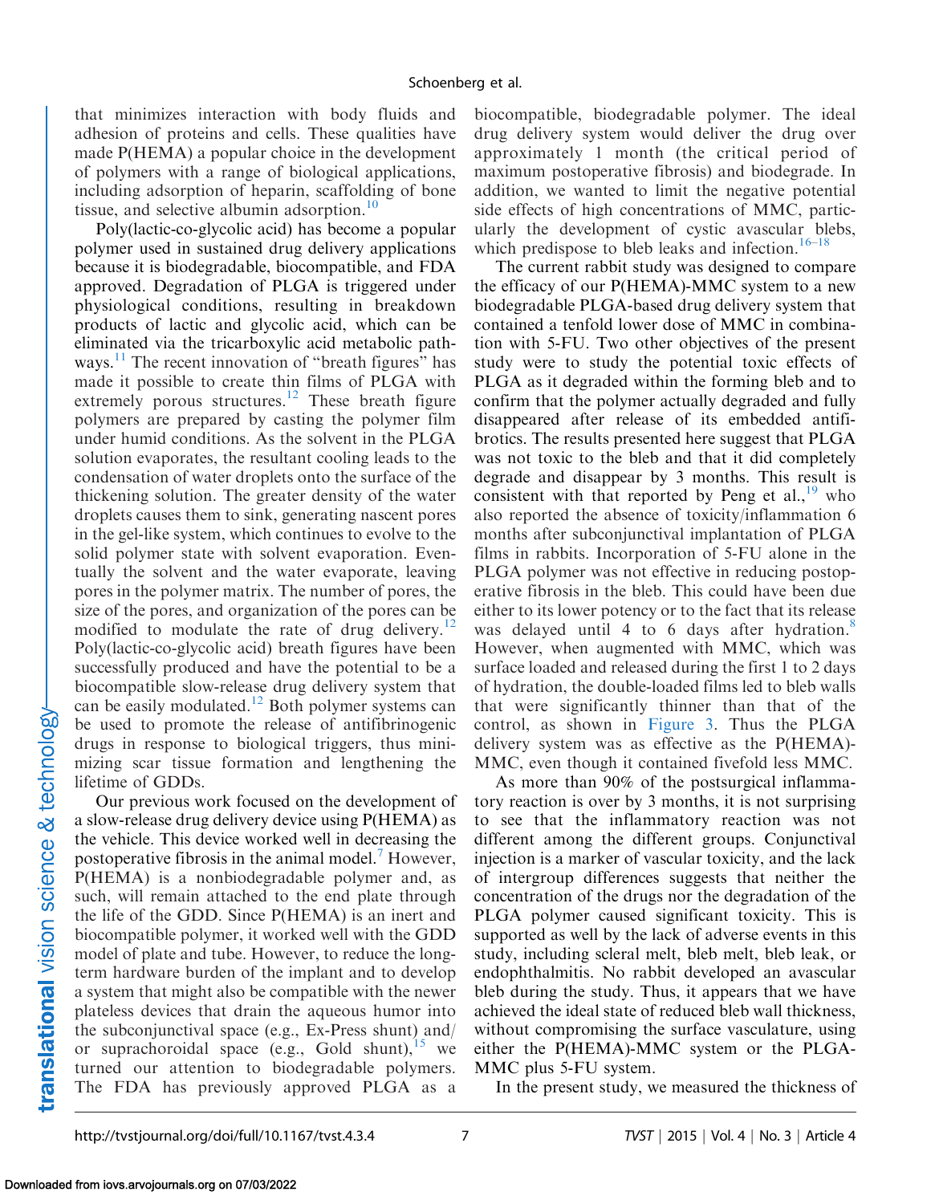that minimizes interaction with body fluids and adhesion of proteins and cells. These qualities have made P(HEMA) a popular choice in the development of polymers with a range of biological applications, including adsorption of heparin, scaffolding of bone tissue, and selective albumin adsorption.[10]

Poly(lactic-co-glycolic acid) has become a popular polymer used in sustained drug delivery applications because it is biodegradable, biocompatible, and FDA approved. Degradation of PLGA is triggered under physiological conditions, resulting in breakdown products of lactic and glycolic acid, which can be eliminated via the tricarboxylic acid metabolic pathways.[11] The recent innovation of "breath figures" has made it possible to create thin films of PLGA with extremely porous structures.[12] These breath figure polymers are prepared by casting the polymer film under humid conditions. As the solvent in the PLGA solution evaporates, the resultant cooling leads to the condensation of water droplets onto the surface of the thickening solution. The greater density of the water droplets causes them to sink, generating nascent pores in the gel-like system, which continues to evolve to the solid polymer state with solvent evaporation. Eventually the solvent and the water evaporate, leaving pores in the polymer matrix. The number of pores, the size of the pores, and organization of the pores can be modified to modulate the rate of drug delivery.[12] Poly(lactic-co-glycolic acid) breath figures have been successfully produced and have the potential to be a biocompatible slow-release drug delivery system that can be easily modulated.[12] Both polymer systems can be used to promote the release of antifibrinogenic drugs in response to biological triggers, thus minimizing scar tissue formation and lengthening the lifetime of GDDs.

Our previous work focused on the development of a slow-release drug delivery device using P(HEMA) as the vehicle. This device worked well in decreasing the postoperative fibrosis in the animal model.[7] However, P(HEMA) is a nonbiodegradable polymer and, as such, will remain attached to the end plate through the life of the GDD. Since P(HEMA) is an inert and biocompatible polymer, it worked well with the GDD model of plate and tube. However, to reduce the long-term hardware burden of the implant and to develop a system that might also be compatible with the newer plateless devices that drain the aqueous humor into the subconjunctival space (e.g., Ex-Press shunt) and/or suprachoroidal space (e.g., Gold shunt),[15] we turned our attention to biodegradable polymers. The FDA has previously approved PLGA as a biocompatible, biodegradable polymer. The ideal drug delivery system would deliver the drug over approximately 1 month (the critical period of maximum postoperative fibrosis) and biodegrade. In addition, we wanted to limit the negative potential side effects of high concentrations of MMC, particularly the development of cystic avascular blebs, which predispose to bleb leaks and infection.[16–18]

The current rabbit study was designed to compare the efficacy of our P(HEMA)-MMC system to a new biodegradable PLGA-based drug delivery system that contained a tenfold lower dose of MMC in combination with 5-FU. Two other objectives of the present study were to study the potential toxic effects of PLGA as it degraded within the forming bleb and to confirm that the polymer actually degraded and fully disappeared after release of its embedded antifibrotics. The results presented here suggest that PLGA was not toxic to the bleb and that it did completely degrade and disappear by 3 months. This result is consistent with that reported by Peng et al.,[19] who also reported the absence of toxicity/inflammation 6 months after subconjunctival implantation of PLGA films in rabbits. Incorporation of 5-FU alone in the PLGA polymer was not effective in reducing postoperative fibrosis in the bleb. This could have been due either to its lower potency or to the fact that its release was delayed until 4 to 6 days after hydration.[8] However, when augmented with MMC, which was surface loaded and released during the first 1 to 2 days of hydration, the double-loaded films led to bleb walls that were significantly thinner than that of the control, as shown in Figure 3. Thus the PLGA delivery system was as effective as the P(HEMA)-MMC, even though it contained fivefold less MMC.

As more than 90% of the postsurgical inflammatory reaction is over by 3 months, it is not surprising to see that the inflammatory reaction was not different among the different groups. Conjunctival injection is a marker of vascular toxicity, and the lack of intergroup differences suggests that neither the concentration of the drugs nor the degradation of the PLGA polymer caused significant toxicity. This is supported as well by the lack of adverse events in this study, including scleral melt, bleb melt, bleb leak, or endophthalmitis. No rabbit developed an avascular bleb during the study. Thus, it appears that we have achieved the ideal state of reduced bleb wall thickness, without compromising the surface vasculature, using either the P(HEMA)-MMC system or the PLGA-MMC plus 5-FU system.

In the present study, we measured the thickness of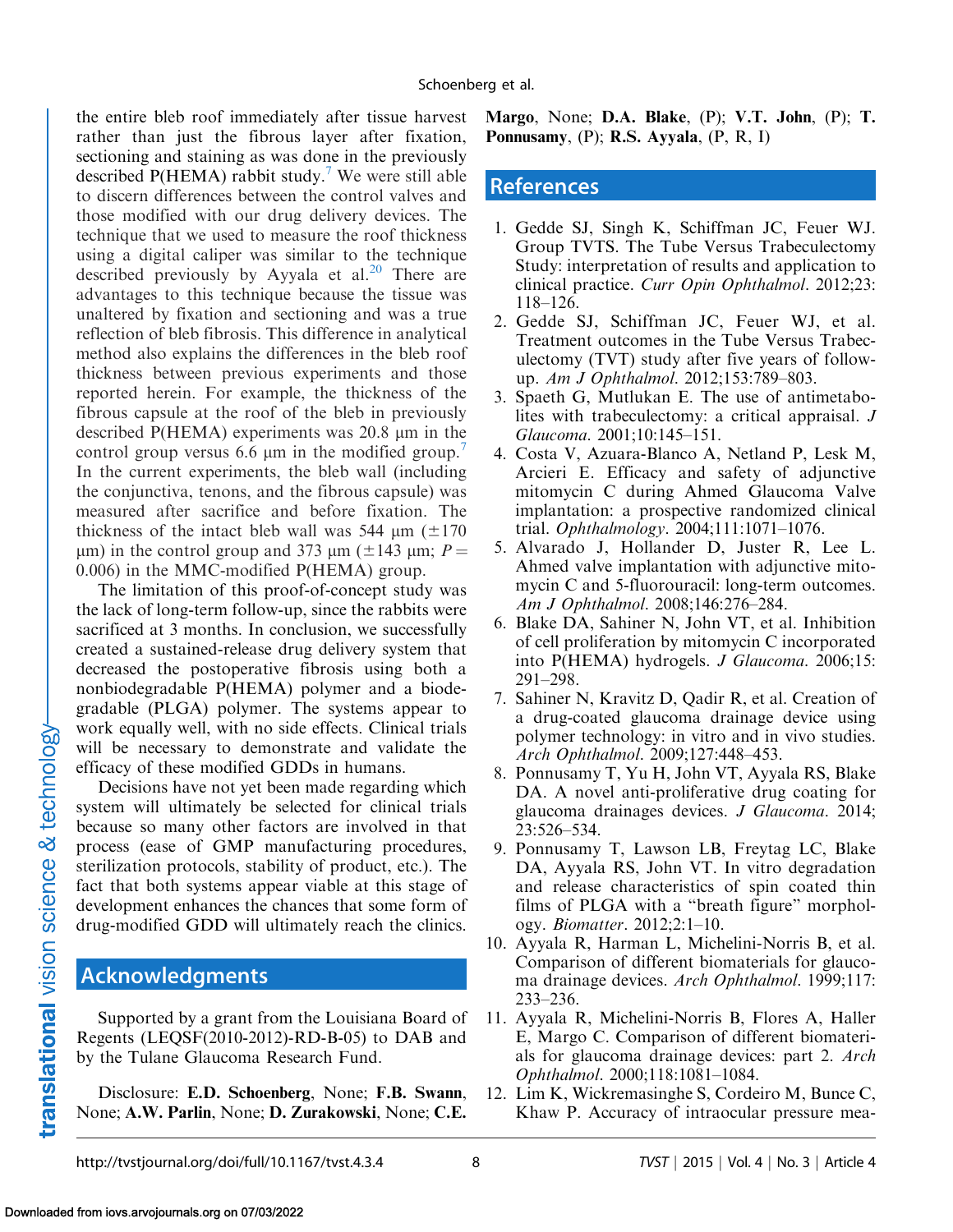the entire bleb roof immediately after tissue harvest rather than just the fibrous layer after fixation, sectioning and staining as was done in the previously described P(HEMA) rabbit study.[7] We were still able to discern differences between the control valves and those modified with our drug delivery devices. The technique that we used to measure the roof thickness using a digital caliper was similar to the technique described previously by Ayyala et al.[20] There are advantages to this technique because the tissue was unaltered by fixation and sectioning and was a true reflection of bleb fibrosis. This difference in analytical method also explains the differences in the bleb roof thickness between previous experiments and those reported herein. For example, the thickness of the fibrous capsule at the roof of the bleb in previously described P(HEMA) experiments was 20.8 μm in the control group versus 6.6 μm in the modified group.[7] In the current experiments, the bleb wall (including the conjunctiva, tenons, and the fibrous capsule) was measured after sacrifice and before fixation. The thickness of the intact bleb wall was 544 μm (±170 μm) in the control group and 373 μm (±143 μm; $P = 0.006$) in the MMC-modified P(HEMA) group.

The limitation of this proof-of-concept study was the lack of long-term follow-up, since the rabbits were sacrificed at 3 months. In conclusion, we successfully created a sustained-release drug delivery system that decreased the postoperative fibrosis using both a nonbiodegradable P(HEMA) polymer and a biodegradable (PLGA) polymer. The systems appear to work equally well, with no side effects. Clinical trials will be necessary to demonstrate and validate the efficacy of these modified GDDs in humans.

Decisions have not yet been made regarding which system will ultimately be selected for clinical trials because so many other factors are involved in that process (ease of GMP manufacturing procedures, sterilization protocols, stability of product, etc.). The fact that both systems appear viable at this stage of development enhances the chances that some form of drug-modified GDD will ultimately reach the clinics.

## Acknowledgments

Supported by a grant from the Louisiana Board of Regents (LEQSF(2010-2012)-RD-B-05) to DAB and by the Tulane Glaucoma Research Fund.

Disclosure: **E.D. Schoenberg**, None; **F.B. Swann**, None; **A.W. Parlin**, None; **D. Zurakowski**, None; **C.E. Margo**, None; **D.A. Blake**, (P); **V.T. John**, (P); **T. Ponnusamy**, (P); **R.S. Ayyala**, (P, R, I)

## References

1. Gedde SJ, Singh K, Schiffman JC, Feuer WJ. Group TVTS. The Tube Versus Trabeculectomy Study: interpretation of results and application to clinical practice. *Curr Opin Ophthalmol*. 2012;23:118–126.
2. Gedde SJ, Schiffman JC, Feuer WJ, et al. Treatment outcomes in the Tube Versus Trabeculectomy (TVT) study after five years of follow-up. *Am J Ophthalmol*. 2012;153:789–803.
3. Spaeth G, Mutlukan E. The use of antimetabolites with trabeculectomy: a critical appraisal. *J Glaucoma*. 2001;10:145–151.
4. Costa V, Azuara-Blanco A, Netland P, Lesk M, Arcieri E. Efficacy and safety of adjunctive mitomycin C during Ahmed Glaucoma Valve implantation: a prospective randomized clinical trial. *Ophthalmology*. 2004;111:1071–1076.
5. Alvarado J, Hollander D, Juster R, Lee L. Ahmed valve implantation with adjunctive mitomycin C and 5-fluorouracil: long-term outcomes. *Am J Ophthalmol*. 2008;146:276–284.
6. Blake DA, Sahiner N, John VT, et al. Inhibition of cell proliferation by mitomycin C incorporated into P(HEMA) hydrogels. *J Glaucoma*. 2006;15:291–298.
7. Sahiner N, Kravitz D, Qadir R, et al. Creation of a drug-coated glaucoma drainage device using polymer technology: in vitro and in vivo studies. *Arch Ophthalmol*. 2009;127:448–453.
8. Ponnusamy T, Yu H, John VT, Ayyala RS, Blake DA. A novel anti-proliferative drug coating for glaucoma drainages devices. *J Glaucoma*. 2014;23:526–534.
9. Ponnusamy T, Lawson LB, Freytag LC, Blake DA, Ayyala RS, John VT. In vitro degradation and release characteristics of spin coated thin films of PLGA with a "breath figure" morphology. *Biomatter*. 2012;2:1–10.
10. Ayyala R, Harman L, Michelini-Norris B, et al. Comparison of different biomaterials for glaucoma drainage devices. *Arch Ophthalmol*. 1999;117:233–236.
11. Ayyala R, Michelini-Norris B, Flores A, Haller E, Margo C. Comparison of different biomaterials for glaucoma drainage devices: part 2. *Arch Ophthalmol*. 2000;118:1081–1084.
12. Lim K, Wickremasinghe S, Cordeiro M, Bunce C, Khaw P. Accuracy of intraocular pressure mea-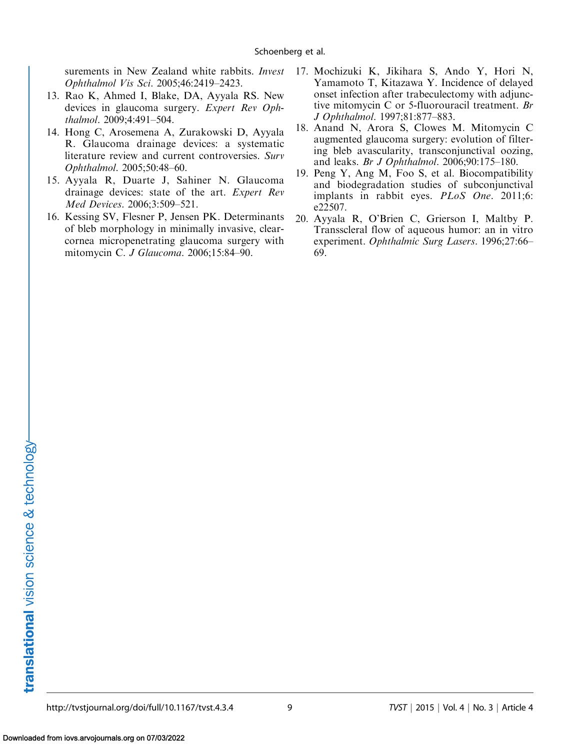surements in New Zealand white rabbits. *Invest Ophthalmol Vis Sci*. 2005;46:2419–2423.

13. Rao K, Ahmed I, Blake, DA, Ayyala RS. New devices in glaucoma surgery. *Expert Rev Ophthalmol*. 2009;4:491–504.
14. Hong C, Arosemena A, Zurakowski D, Ayyala R. Glaucoma drainage devices: a systematic literature review and current controversies. *Surv Ophthalmol*. 2005;50:48–60.
15. Ayyala R, Duarte J, Sahiner N. Glaucoma drainage devices: state of the art. *Expert Rev Med Devices*. 2006;3:509–521.
16. Kessing SV, Flesner P, Jensen PK. Determinants of bleb morphology in minimally invasive, clear-cornea micropenetrating glaucoma surgery with mitomycin C. *J Glaucoma*. 2006;15:84–90.
17. Mochizuki K, Jikihara S, Ando Y, Hori N, Yamamoto T, Kitazawa Y. Incidence of delayed onset infection after trabeculectomy with adjunctive mitomycin C or 5-fluorouracil treatment. *Br J Ophthalmol*. 1997;81:877–883.
18. Anand N, Arora S, Clowes M. Mitomycin C augmented glaucoma surgery: evolution of filtering bleb avascularity, transconjunctival oozing, and leaks. *Br J Ophthalmol*. 2006;90:175–180.
19. Peng Y, Ang M, Foo S, et al. Biocompatibility and biodegradation studies of subconjunctival implants in rabbit eyes. *PLoS One*. 2011;6:e22507.
20. Ayyala R, O'Brien C, Grierson I, Maltby P. Transscleral flow of aqueous humor: an in vitro experiment. *Ophthalmic Surg Lasers*. 1996;27:66–69.